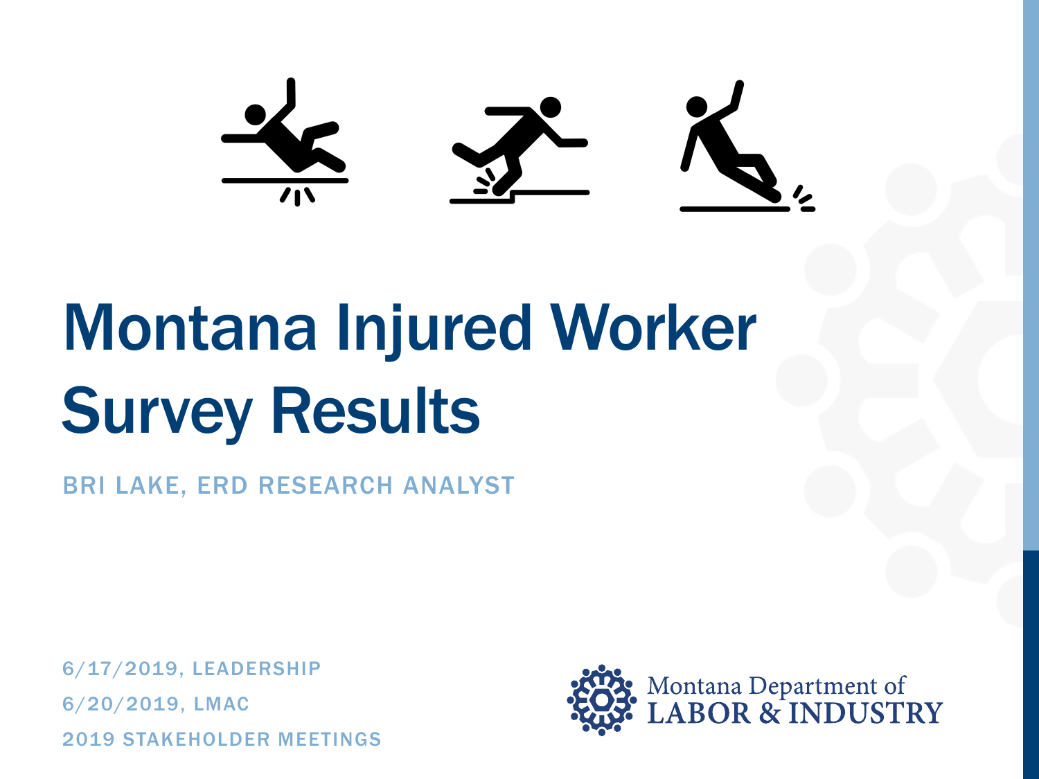# Montana Injured Worker Survey Results

BRI LAKE, ERD RESEARCH ANALYST

6/17/2019, LEADERSHIP

6/20/2019, LMAC

2019 STAKEHOLDER MEETINGS

Montana Department of LABOR & INDUSTRY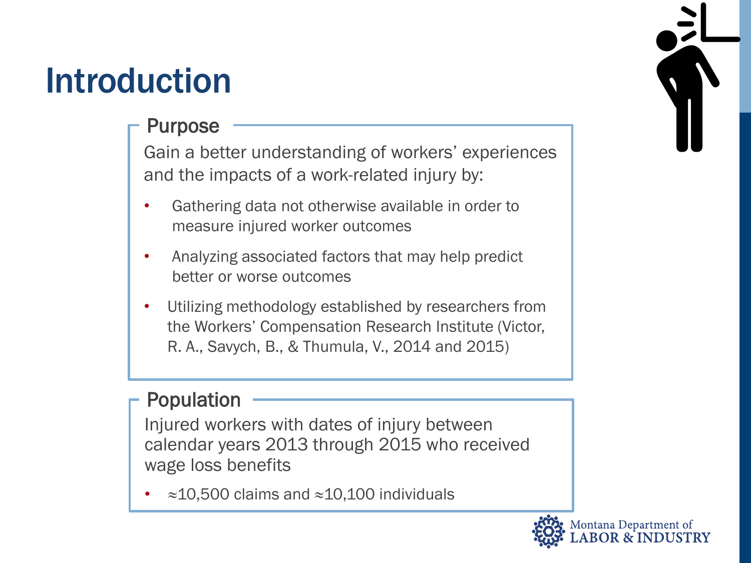# Introduction

## Purpose

Gain a better understanding of workers' experiences and the impacts of a work-related injury by:

- Gathering data not otherwise available in order to measure injured worker outcomes
- Analyzing associated factors that may help predict better or worse outcomes
- Utilizing methodology established by researchers from the Workers' Compensation Research Institute (Victor, R. A., Savych, B., & Thumula, V., 2014 and 2015)

## Population

Injured workers with dates of injury between calendar years 2013 through 2015 who received wage loss benefits

- ≈10,500 claims and ≈10,100 individuals

Montana Department of LABOR & INDUSTRY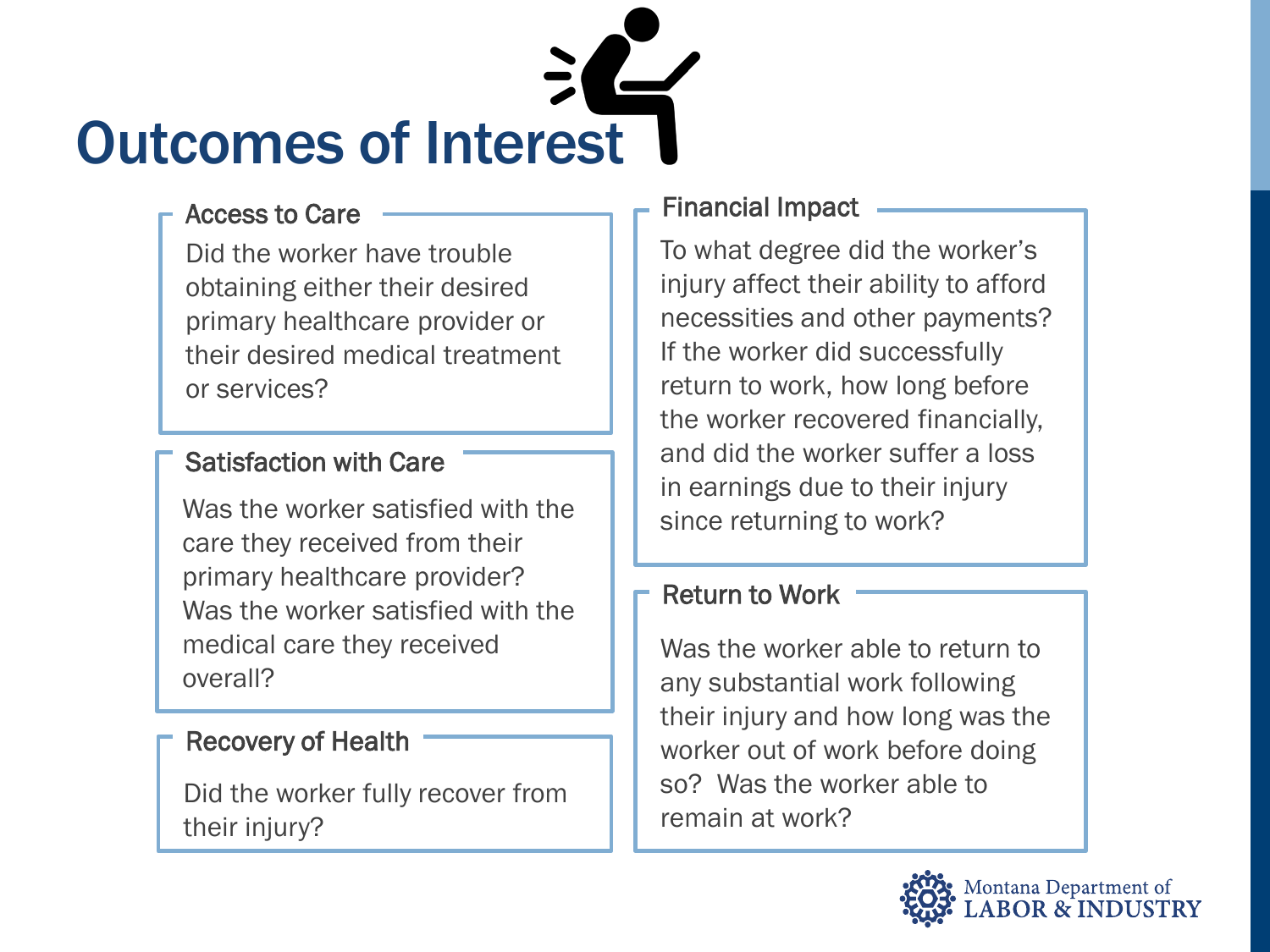# Outcomes of Interest

## Access to Care

Did the worker have trouble obtaining either their desired primary healthcare provider or their desired medical treatment or services?

## Satisfaction with Care

Was the worker satisfied with the care they received from their primary healthcare provider? Was the worker satisfied with the medical care they received overall?

## Recovery of Health

Did the worker fully recover from their injury?

## Financial Impact

To what degree did the worker's injury affect their ability to afford necessities and other payments? If the worker did successfully return to work, how long before the worker recovered financially, and did the worker suffer a loss in earnings due to their injury since returning to work?

## Return to Work

Was the worker able to return to any substantial work following their injury and how long was the worker out of work before doing so? Was the worker able to remain at work?

Montana Department of LABOR & INDUSTRY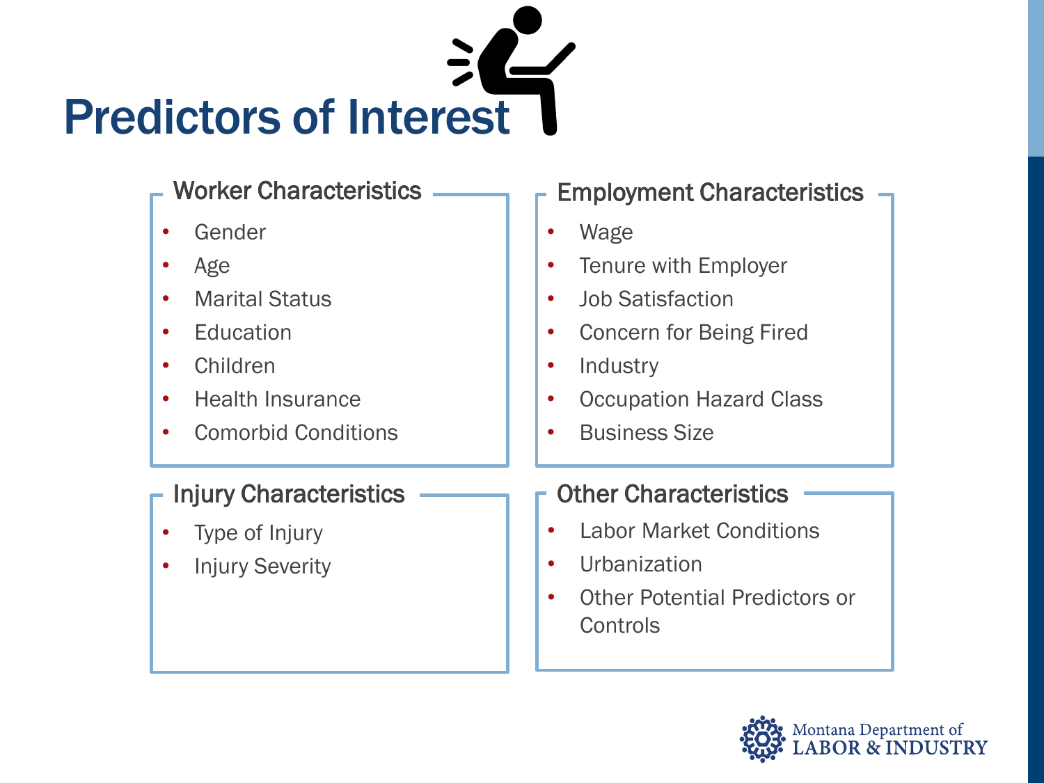# Predictors of Interest

### Worker Characteristics

- Gender
- Age
- Marital Status
- Education
- Children
- Health Insurance
- Comorbid Conditions

### Employment Characteristics

- Wage
- Tenure with Employer
- Job Satisfaction
- Concern for Being Fired
- Industry
- Occupation Hazard Class
- Business Size

### Injury Characteristics

- Type of Injury
- Injury Severity

### Other Characteristics

- Labor Market Conditions
- Urbanization
- Other Potential Predictors or Controls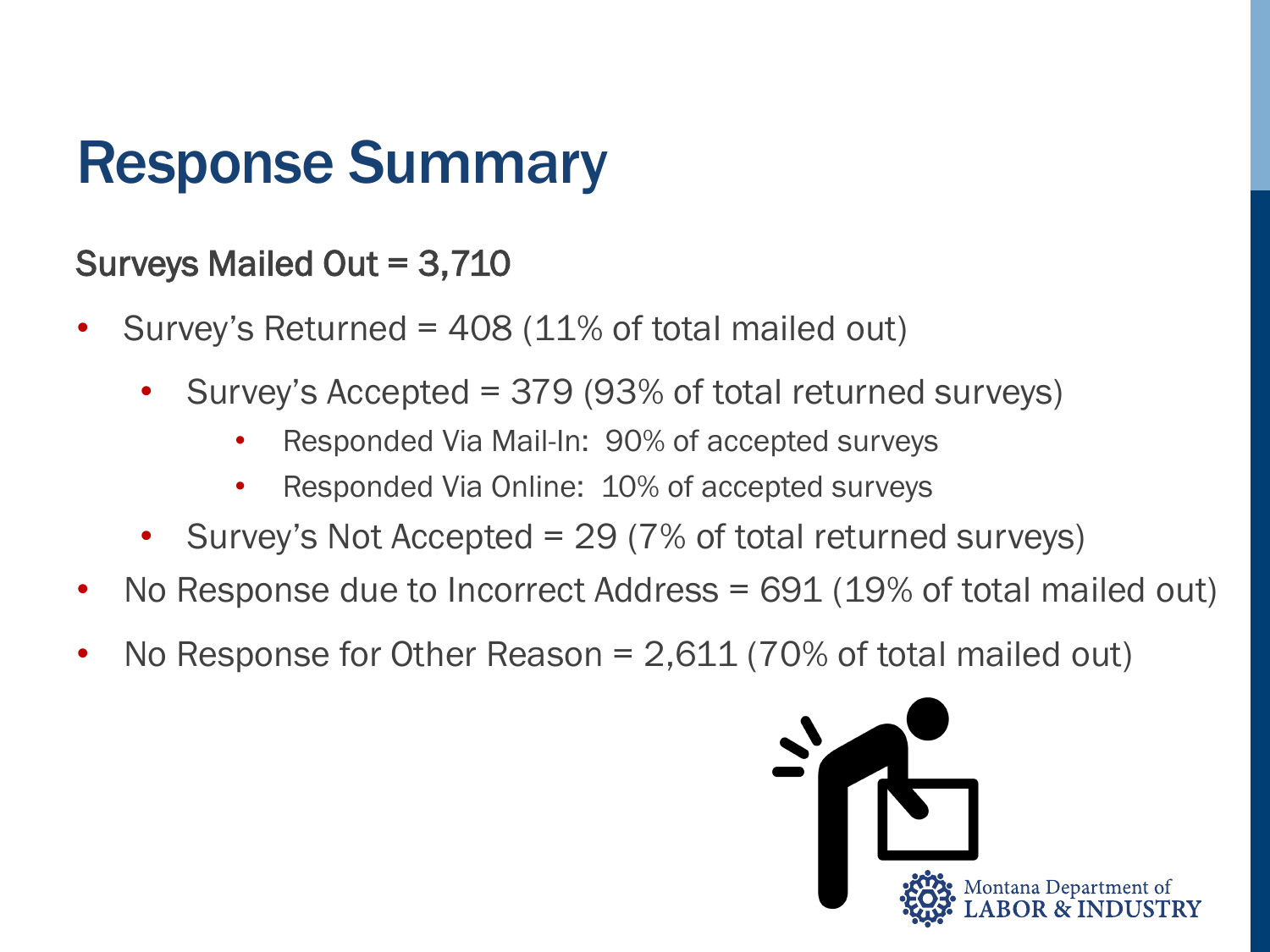# Response Summary

Surveys Mailed Out = 3,710

- Survey's Returned = 408 (11% of total mailed out)
  - Survey's Accepted = 379 (93% of total returned surveys)
    - Responded Via Mail-In: 90% of accepted surveys
    - Responded Via Online: 10% of accepted surveys
  - Survey's Not Accepted = 29 (7% of total returned surveys)
- No Response due to Incorrect Address = 691 (19% of total mailed out)
- No Response for Other Reason = 2,611 (70% of total mailed out)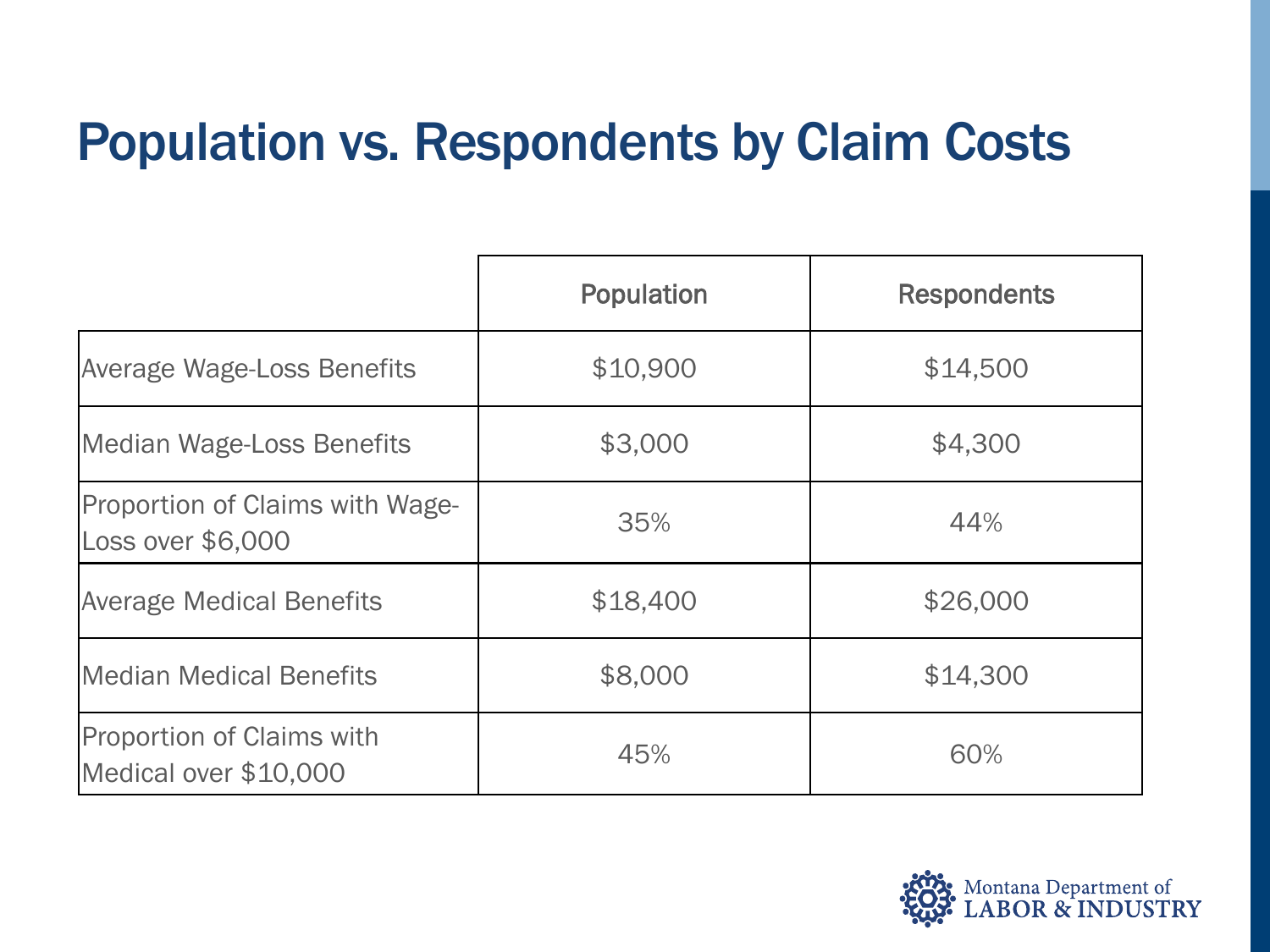# Population vs. Respondents by Claim Costs

| | Population | Respondents |
|---|---|---|
| Average Wage-Loss Benefits | $10,900 | $14,500 |
| Median Wage-Loss Benefits | $3,000 | $4,300 |
| Proportion of Claims with Wage-Loss over $6,000 | 35% | 44% |
| Average Medical Benefits | $18,400 | $26,000 |
| Median Medical Benefits | $8,000 | $14,300 |
| Proportion of Claims with Medical over $10,000 | 45% | 60% |

Montana Department of LABOR & INDUSTRY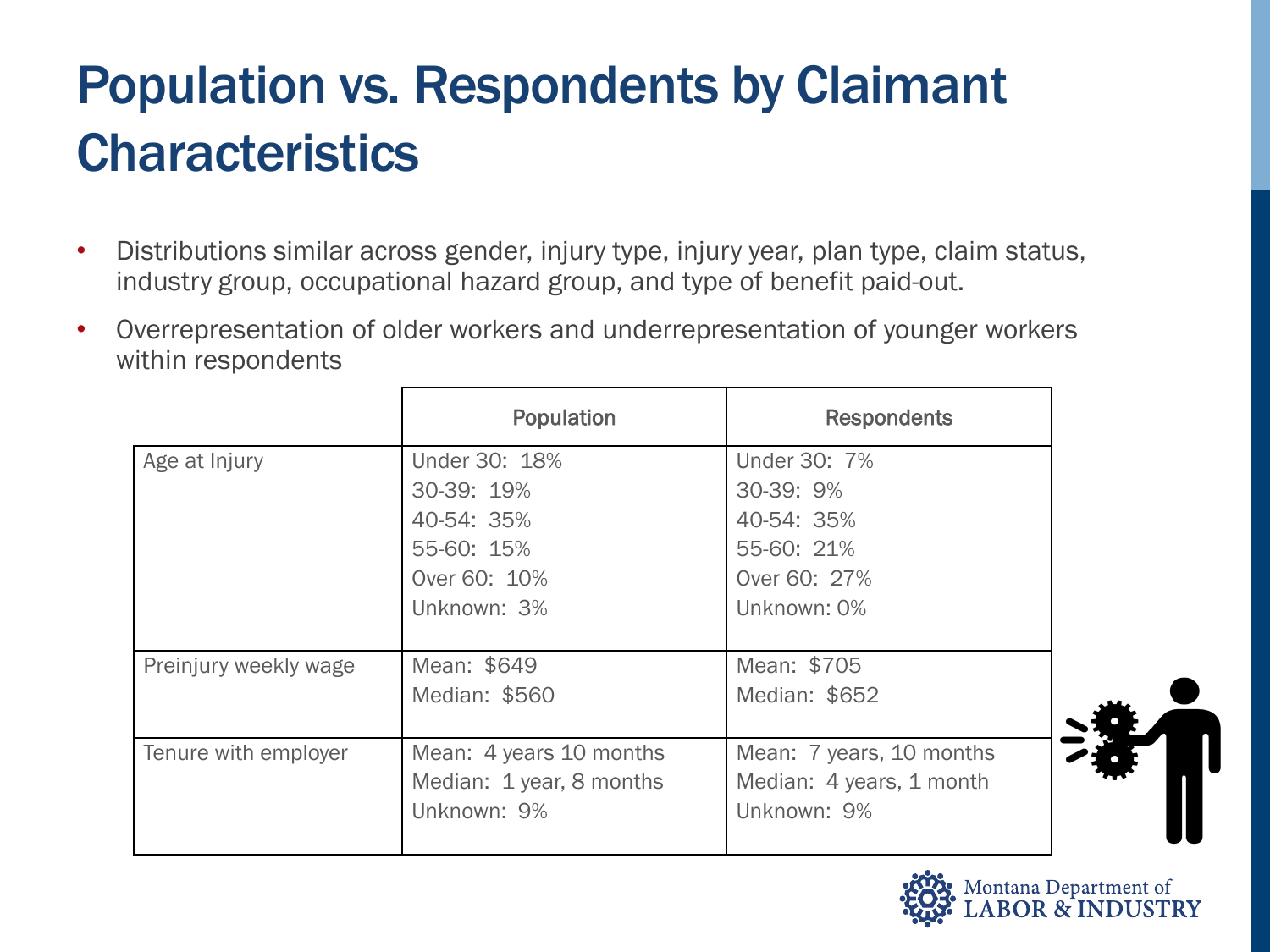# Population vs. Respondents by Claimant Characteristics

- Distributions similar across gender, injury type, injury year, plan type, claim status, industry group, occupational hazard group, and type of benefit paid-out.
- Overrepresentation of older workers and underrepresentation of younger workers within respondents

| | Population | Respondents |
|---|---|---|
| Age at Injury | Under 30: 18%<br>30-39: 19%<br>40-54: 35%<br>55-60: 15%<br>Over 60: 10%<br>Unknown: 3% | Under 30: 7%<br>30-39: 9%<br>40-54: 35%<br>55-60: 21%<br>Over 60: 27%<br>Unknown: 0% |
| Preinjury weekly wage | Mean: $649<br>Median: $560 | Mean: $705<br>Median: $652 |
| Tenure with employer | Mean: 4 years 10 months<br>Median: 1 year, 8 months<br>Unknown: 9% | Mean: 7 years, 10 months<br>Median: 4 years, 1 month<br>Unknown: 9% |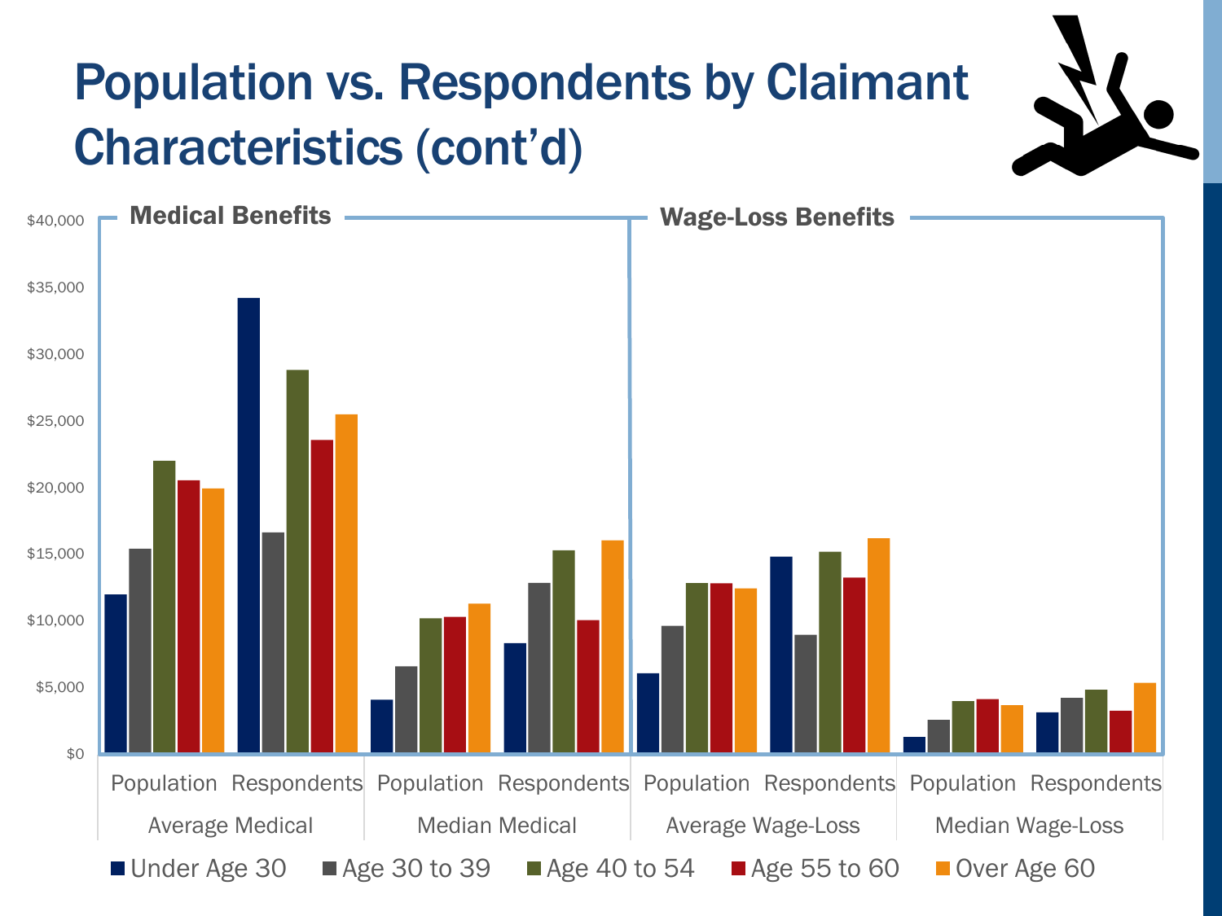# Population vs. Respondents by Claimant Characteristics (cont'd)

**Medical Benefits** | **Wage-Loss Benefits**

$40,000
$35,000
$30,000
$25,000
$20,000
$15,000
$10,000
$5,000
$0

Population | Respondents | Population | Respondents | Population | Respondents | Population | Respondents

Average Medical | Median Medical | Average Wage-Loss | Median Wage-Loss

Under Age 30 | Age 30 to 39 | Age 40 to 54 | Age 55 to 60 | Over Age 60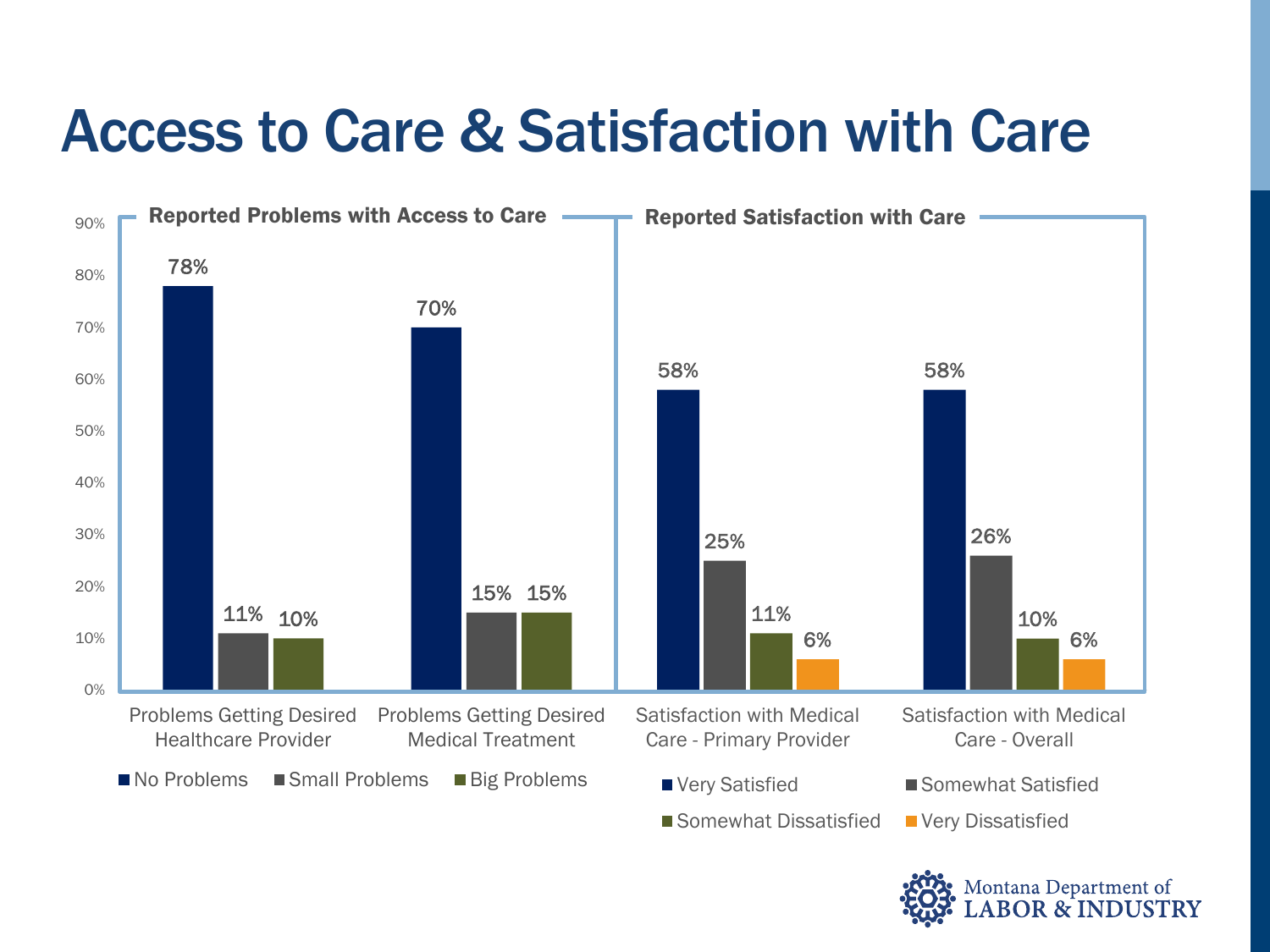# Access to Care & Satisfaction with Care

**Reported Problems with Access to Care**

| | No Problems | Small Problems | Big Problems |
|---|---|---|---|
| Problems Getting Desired Healthcare Provider | 78% | 11% | 10% |
| Problems Getting Desired Medical Treatment | 70% | 15% | 15% |

**Reported Satisfaction with Care**

| | Very Satisfied | Somewhat Satisfied | Somewhat Dissatisfied | Very Dissatisfied |
|---|---|---|---|---|
| Satisfaction with Medical Care - Primary Provider | 58% | 25% | 11% | 6% |
| Satisfaction with Medical Care - Overall | 58% | 26% | 10% | 6% |

Montana Department of LABOR & INDUSTRY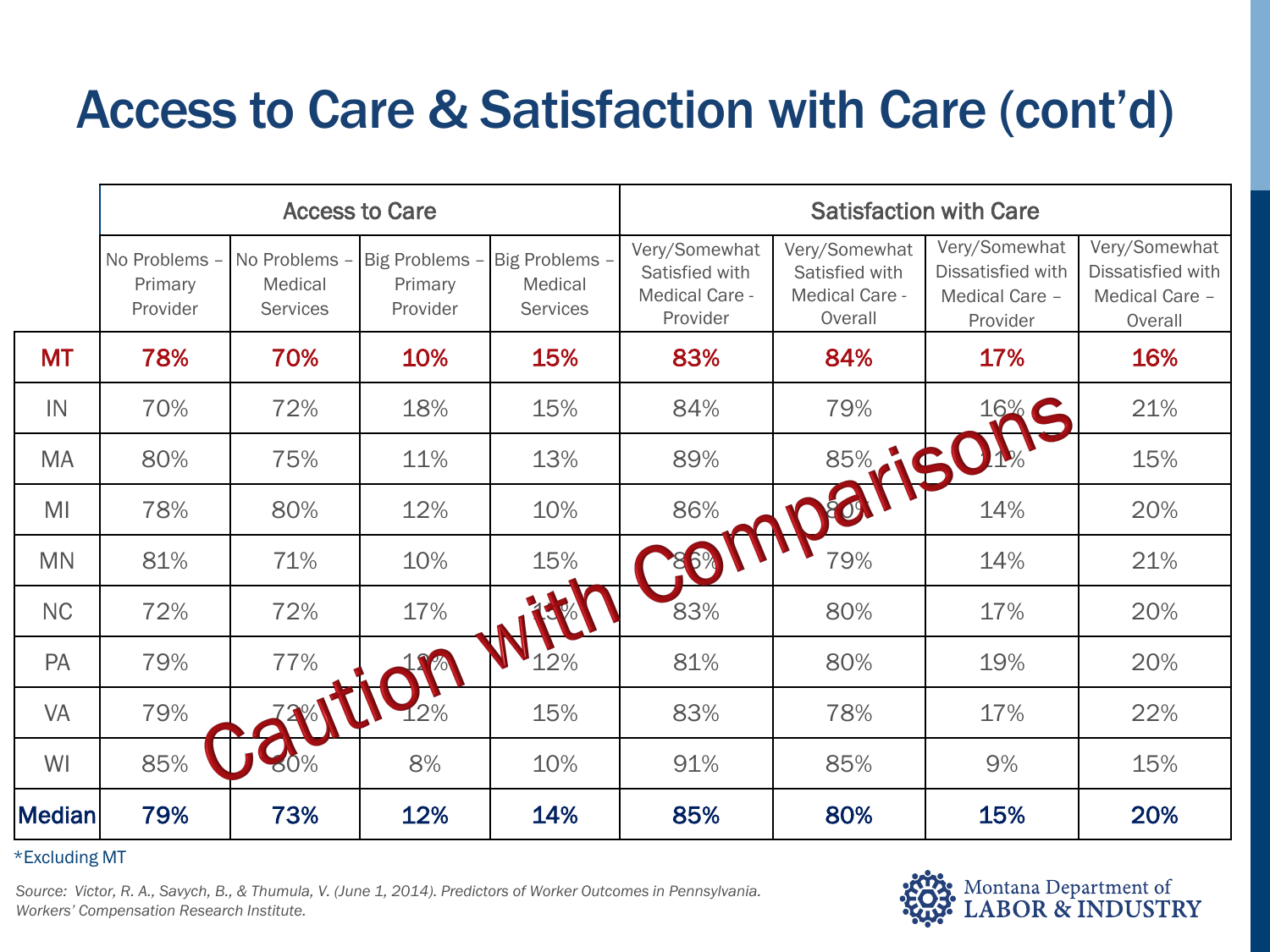# Access to Care & Satisfaction with Care (cont'd)

| | Access to Care | | | | Satisfaction with Care | | | |
|---|---|---|---|---|---|---|---|---|
| | No Problems – Primary Provider | No Problems – Medical Services | Big Problems – Primary Provider | Big Problems – Medical Services | Very/Somewhat Satisfied with Medical Care - Provider | Very/Somewhat Satisfied with Medical Care - Overall | Very/Somewhat Dissatisfied with Medical Care – Provider | Very/Somewhat Dissatisfied with Medical Care – Overall |
| **MT** | **78%** | **70%** | **10%** | **15%** | **83%** | **84%** | **17%** | **16%** |
| IN | 70% | 72% | 18% | 15% | 84% | 79% | 16% | 21% |
| MA | 80% | 75% | 11% | 13% | 89% | 85% | 11% | 15% |
| MI | 78% | 80% | 12% | 10% | 86% | 80% | 14% | 20% |
| MN | 81% | 71% | 10% | 15% | 86% | 79% | 14% | 21% |
| NC | 72% | 72% | 17% | 13% | 83% | 80% | 17% | 20% |
| PA | 79% | 77% | 12% | 12% | 81% | 80% | 19% | 20% |
| VA | 79% | 72% | 12% | 15% | 83% | 78% | 17% | 22% |
| WI | 85% | 80% | 8% | 10% | 91% | 85% | 9% | 15% |
| **Median** | **79%** | **73%** | **12%** | **14%** | **85%** | **80%** | **15%** | **20%** |

Caution with Comparisons

*Excluding MT

*Source: Victor, R. A., Savych, B., & Thumula, V. (June 1, 2014). Predictors of Worker Outcomes in Pennsylvania. Workers' Compensation Research Institute.*

Montana Department of LABOR & INDUSTRY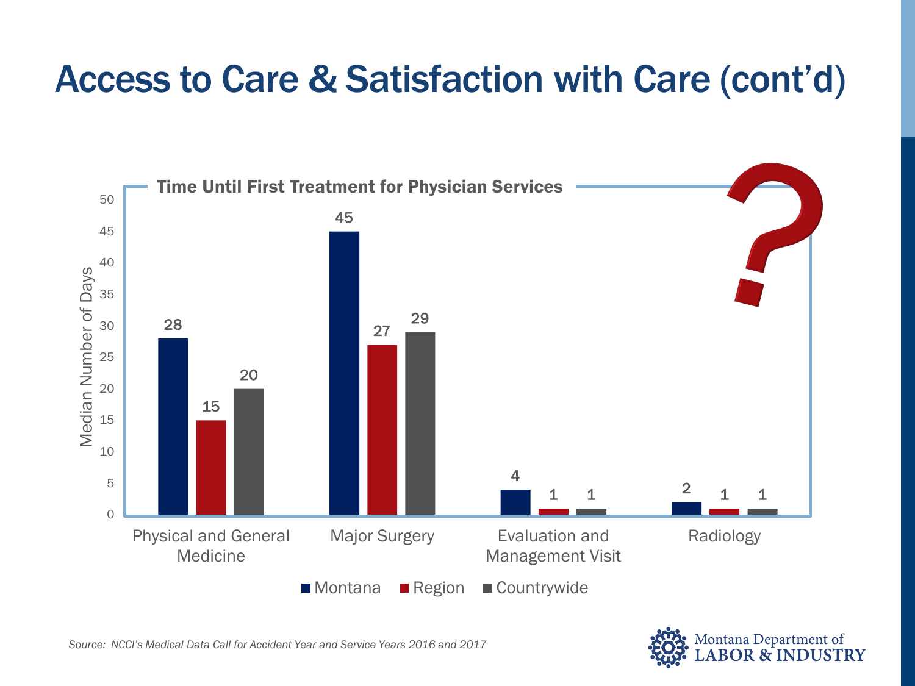# Access to Care & Satisfaction with Care (cont'd)

**Time Until First Treatment for Physician Services**

Median Number of Days

| | Montana | Region | Countrywide |
|---|---|---|---|
| Physical and General Medicine | 28 | 15 | 20 |
| Major Surgery | 45 | 27 | 29 |
| Evaluation and Management Visit | 4 | 1 | 1 |
| Radiology | 2 | 1 | 1 |

*Source: NCCI's Medical Data Call for Accident Year and Service Years 2016 and 2017*

Montana Department of LABOR & INDUSTRY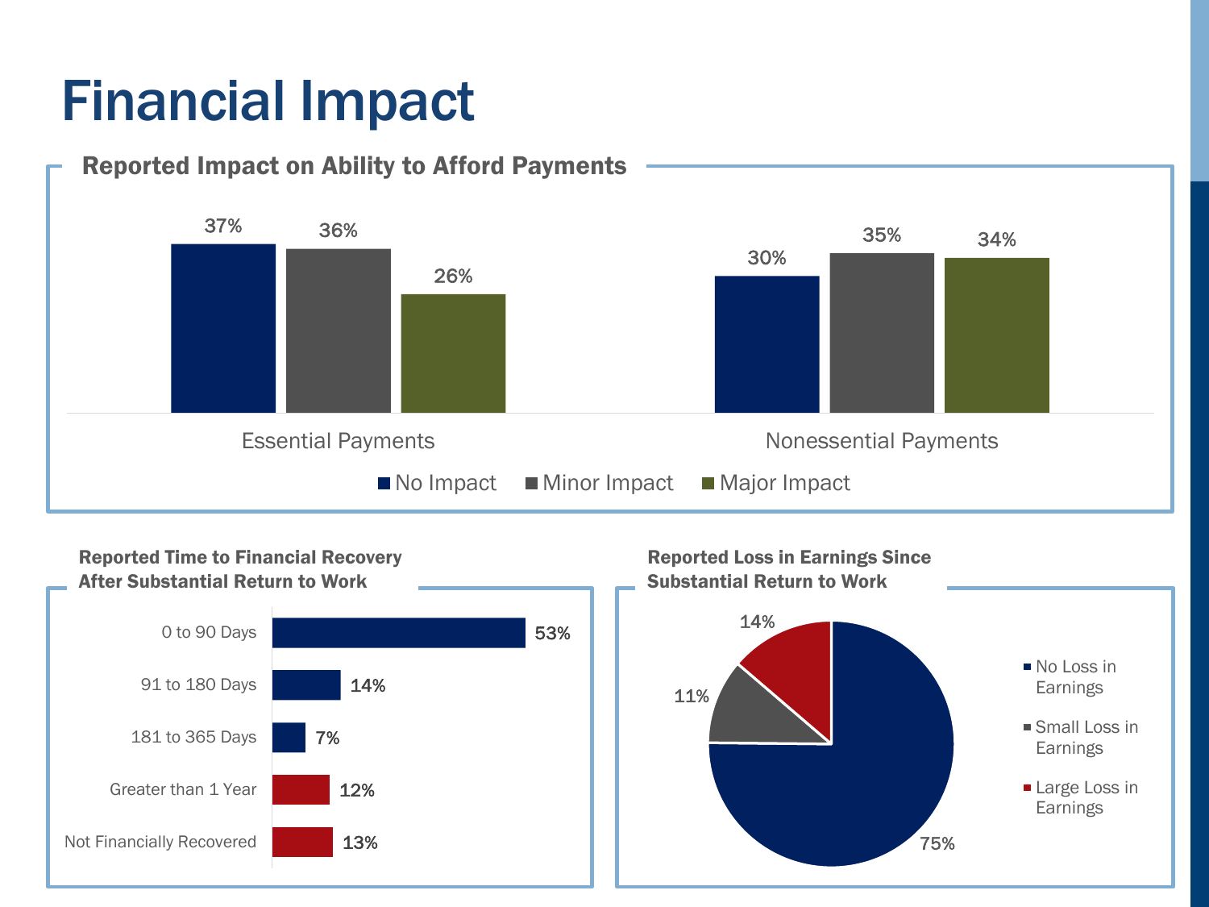# Financial Impact

## Reported Impact on Ability to Afford Payments

| | No Impact | Minor Impact | Major Impact |
|---|---|---|---|
| Essential Payments | 37% | 36% | 26% |
| Nonessential Payments | 30% | 35% | 34% |

## Reported Time to Financial Recovery After Substantial Return to Work

| | |
|---|---|
| 0 to 90 Days | 53% |
| 91 to 180 Days | 14% |
| 181 to 365 Days | 7% |
| Greater than 1 Year | 12% |
| Not Financially Recovered | 13% |

## Reported Loss in Earnings Since Substantial Return to Work

| | |
|---|---|
| No Loss in Earnings | 75% |
| Small Loss in Earnings | 11% |
| Large Loss in Earnings | 14% |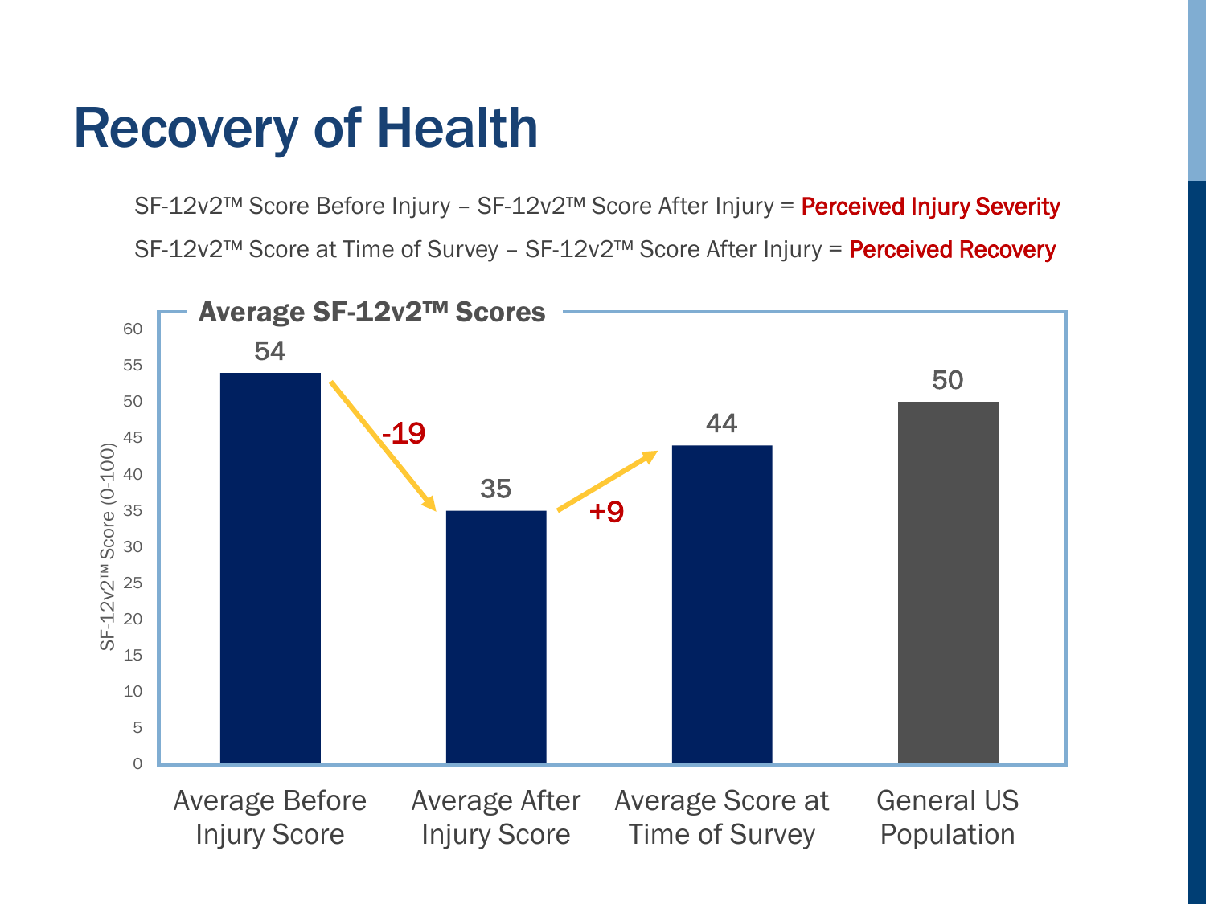# Recovery of Health

SF-12v2™ Score Before Injury – SF-12v2™ Score After Injury = **Perceived Injury Severity**

SF-12v2™ Score at Time of Survey – SF-12v2™ Score After Injury = **Perceived Recovery**

**Average SF-12v2™ Scores**

| | SF-12v2™ Score (0-100) |
|---|---|
| Average Before Injury Score | 54 |
| Average After Injury Score | 35 |
| Average Score at Time of Survey | 44 |
| General US Population | 50 |

Change from Before Injury to After Injury: -19

Change from After Injury to Time of Survey: +9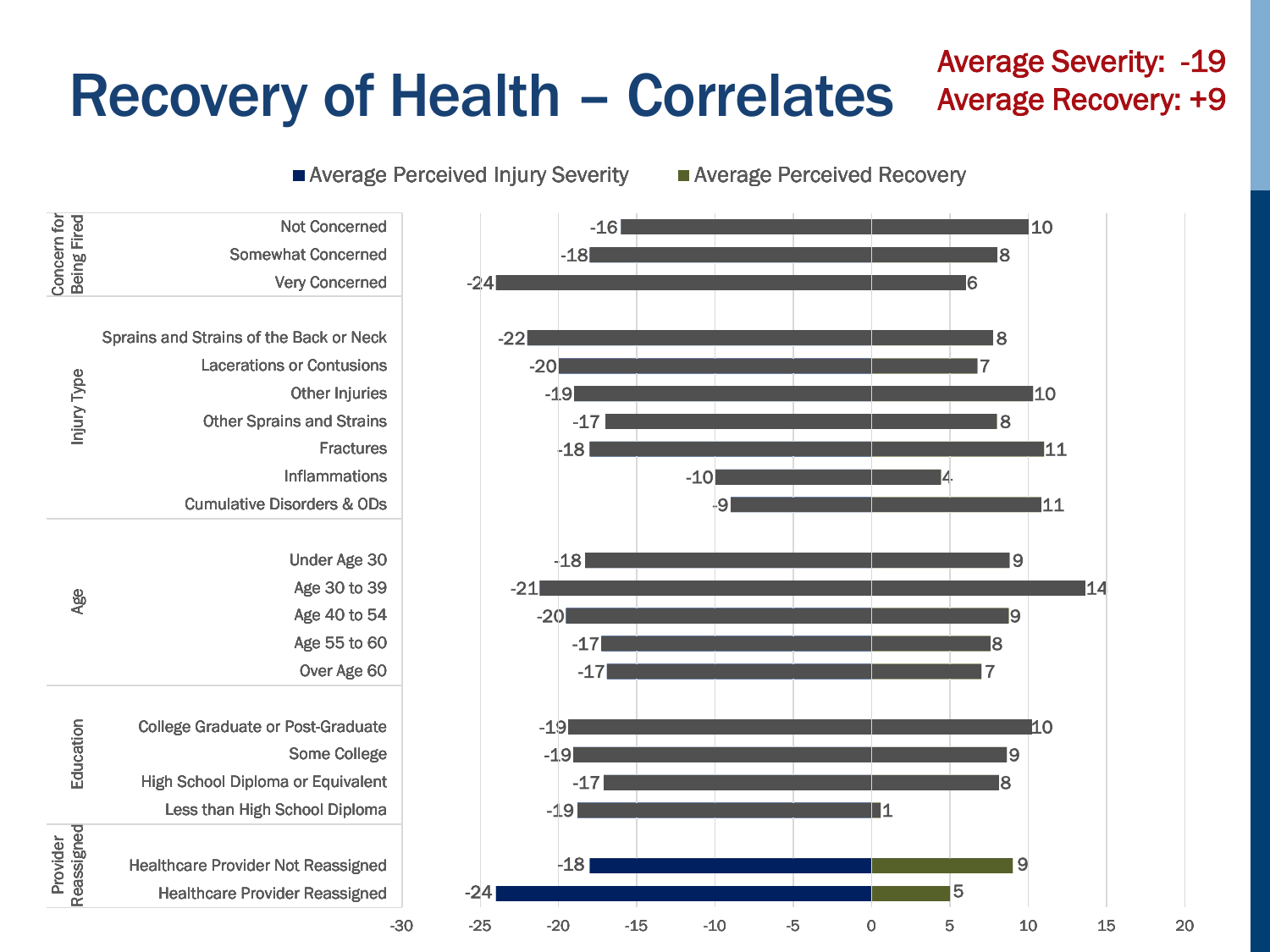# Recovery of Health – Correlates

**Average Severity: -19**
**Average Recovery: +9**

| Category | Group | Average Perceived Injury Severity | Average Perceived Recovery |
|---|---|---|---|
| Concern for Being Fired | Not Concerned | -16 | 10 |
| | Somewhat Concerned | -18 | 8 |
| | Very Concerned | -24 | 6 |
| Injury Type | Sprains and Strains of the Back or Neck | -22 | 8 |
| | Lacerations or Contusions | -20 | 7 |
| | Other Injuries | -19 | 10 |
| | Other Sprains and Strains | -17 | 8 |
| | Fractures | -18 | 11 |
| | Inflammations | -10 | 4 |
| | Cumulative Disorders & ODs | -9 | 11 |
| Age | Under Age 30 | -18 | 9 |
| | Age 30 to 39 | -21 | 14 |
| | Age 40 to 54 | -20 | 9 |
| | Age 55 to 60 | -17 | 8 |
| | Over Age 60 | -17 | 7 |
| Education | College Graduate or Post-Graduate | -19 | 10 |
| | Some College | -19 | 9 |
| | High School Diploma or Equivalent | -17 | 8 |
| | Less than High School Diploma | -19 | 1 |
| Provider Reassigned | Healthcare Provider Not Reassigned | -18 | 9 |
| | Healthcare Provider Reassigned | -24 | 5 |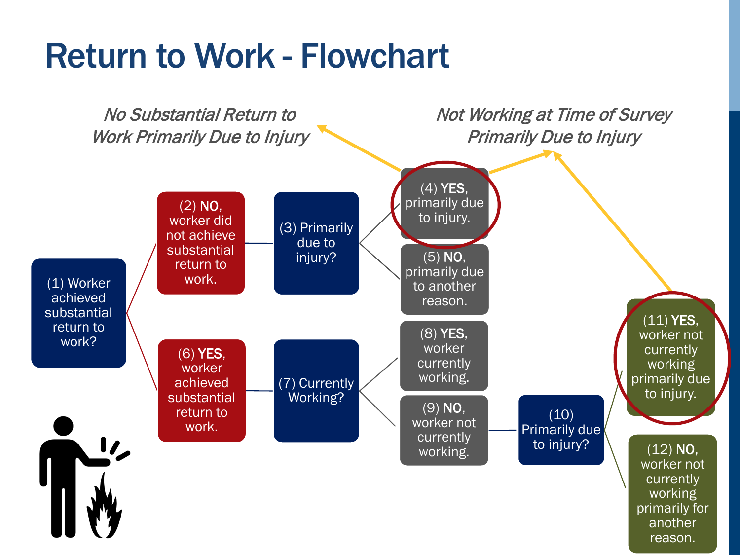# Return to Work - Flowchart

*No Substantial Return to Work Primarily Due to Injury*

*Not Working at Time of Survey Primarily Due to Injury*

(1) Worker achieved substantial return to work?

(2) **NO**, worker did not achieve substantial return to work.

(3) Primarily due to injury?

(4) **YES**, primarily due to injury.

(5) **NO**, primarily due to another reason.

(6) **YES**, worker achieved substantial return to work.

(7) Currently Working?

(8) **YES**, worker currently working.

(9) **NO**, worker not currently working.

(10) Primarily due to injury?

(11) **YES**, worker not currently working primarily due to injury.

(12) **NO**, worker not currently working primarily for another reason.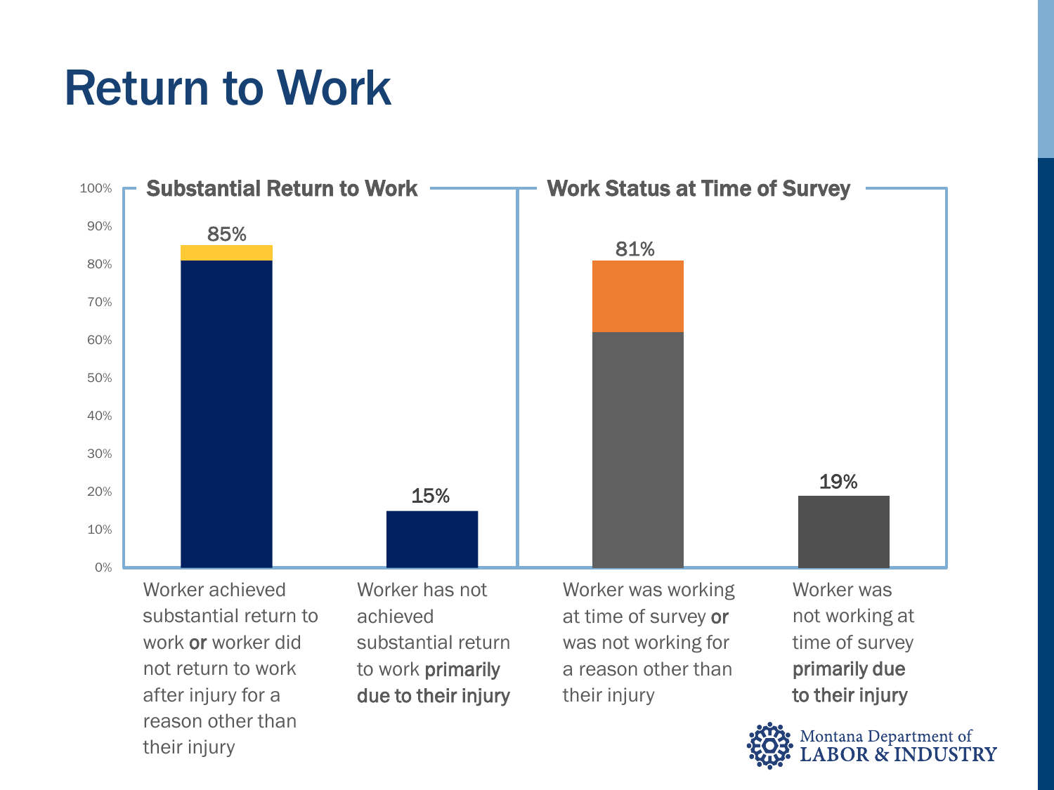# Return to Work

## Substantial Return to Work

| Category | Percent |
|---|---|
| Worker achieved substantial return to work **or** worker did not return to work after injury for a reason other than their injury | 85% |
| Worker has not achieved substantial return to work **primarily due to their injury** | 15% |

## Work Status at Time of Survey

| Category | Percent |
|---|---|
| Worker was working at time of survey **or** was not working for a reason other than their injury | 81% |
| Worker was not working at time of survey **primarily due to their injury** | 19% |

Montana Department of LABOR & INDUSTRY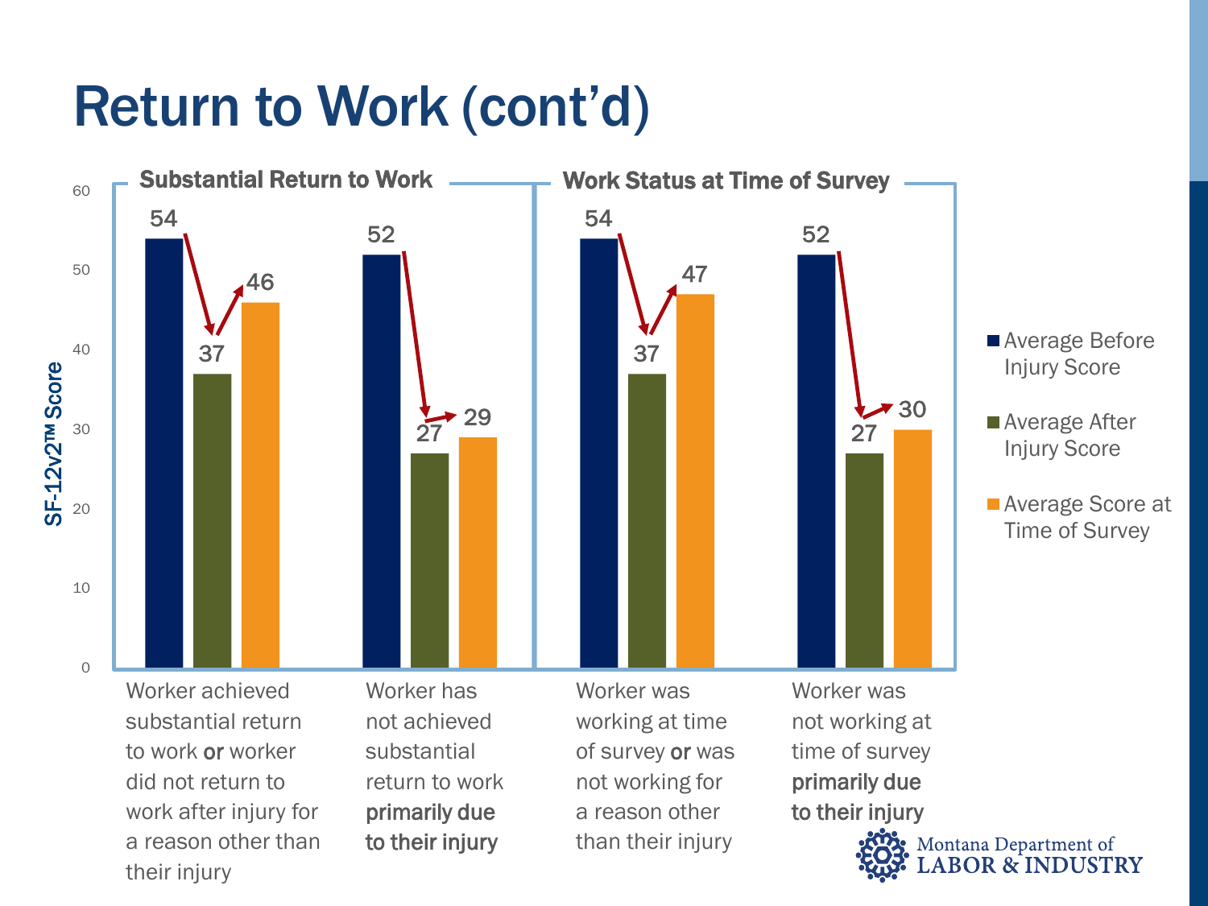# Return to Work (cont'd)

| | Substantial Return to Work | | Work Status at Time of Survey | |
|---|---|---|---|---|
| | Worker achieved substantial return to work **or** worker did not return to work after injury for a reason other than their injury | Worker has not achieved substantial return to work **primarily due to their injury** | Worker was working at time of survey **or** was not working for a reason other than their injury | Worker was not working at time of survey **primarily due to their injury** |
| Average Before Injury Score | 54 | 52 | 54 | 52 |
| Average After Injury Score | 37 | 27 | 37 | 27 |
| Average Score at Time of Survey | 46 | 29 | 47 | 30 |

SF-12v2™ Score

Montana Department of LABOR & INDUSTRY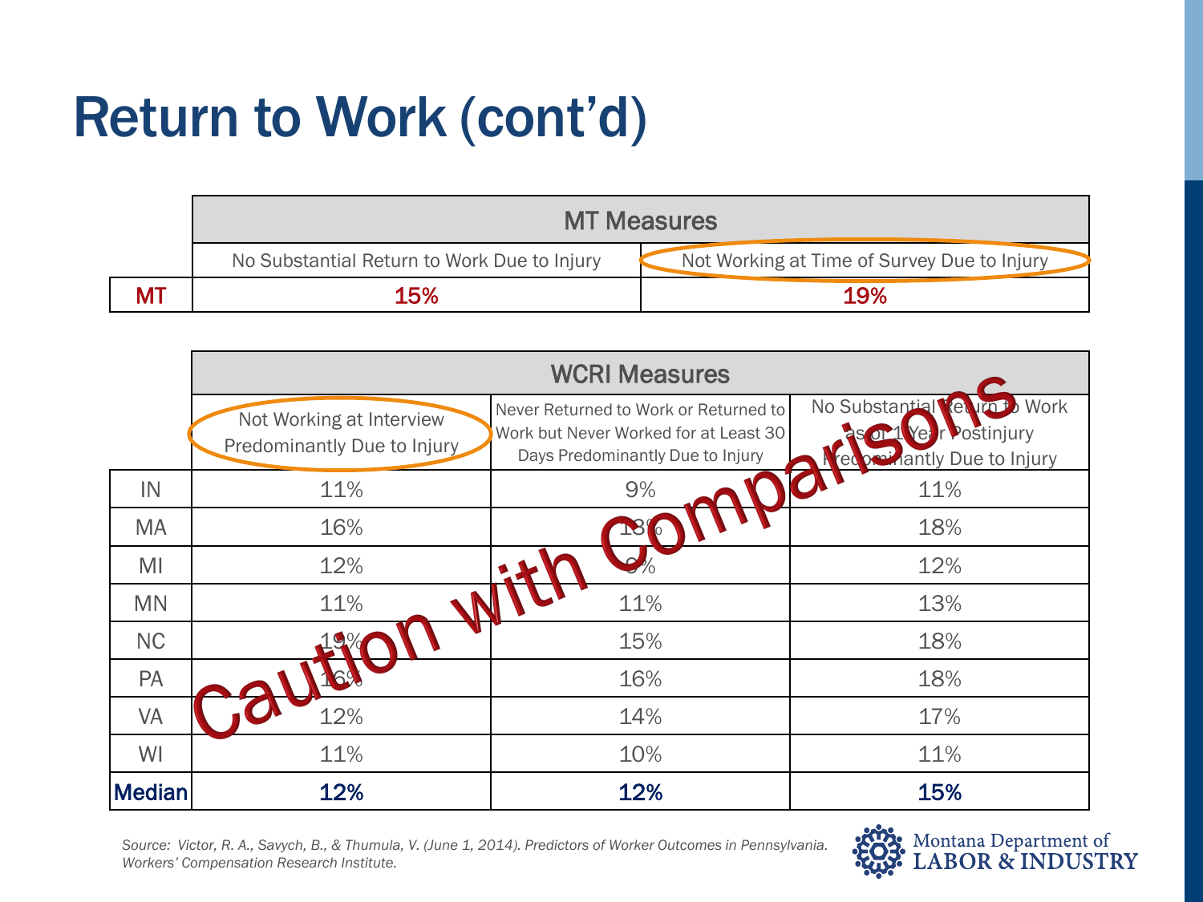# Return to Work (cont'd)

| | MT Measures | |
|---|---|---|
| | No Substantial Return to Work Due to Injury | Not Working at Time of Survey Due to Injury |
| **MT** | **15%** | **19%** |

| | WCRI Measures | | |
|---|---|---|---|
| | Not Working at Interview Predominantly Due to Injury | Never Returned to Work or Returned to Work but Never Worked for at Least 30 Days Predominantly Due to Injury | No Substantial Return to Work as of 1 Year Postinjury Predominantly Due to Injury |
| IN | 11% | 9% | 11% |
| MA | 16% | 18% | 18% |
| MI | 12% | 9% | 12% |
| MN | 11% | 11% | 13% |
| NC | 19% | 15% | 18% |
| PA | 16% | 16% | 18% |
| VA | 12% | 14% | 17% |
| WI | 11% | 10% | 11% |
| **Median** | **12%** | **12%** | **15%** |

**Caution with Comparisons**

*Source: Victor, R. A., Savych, B., & Thumula, V. (June 1, 2014). Predictors of Worker Outcomes in Pennsylvania. Workers' Compensation Research Institute.*

Montana Department of LABOR & INDUSTRY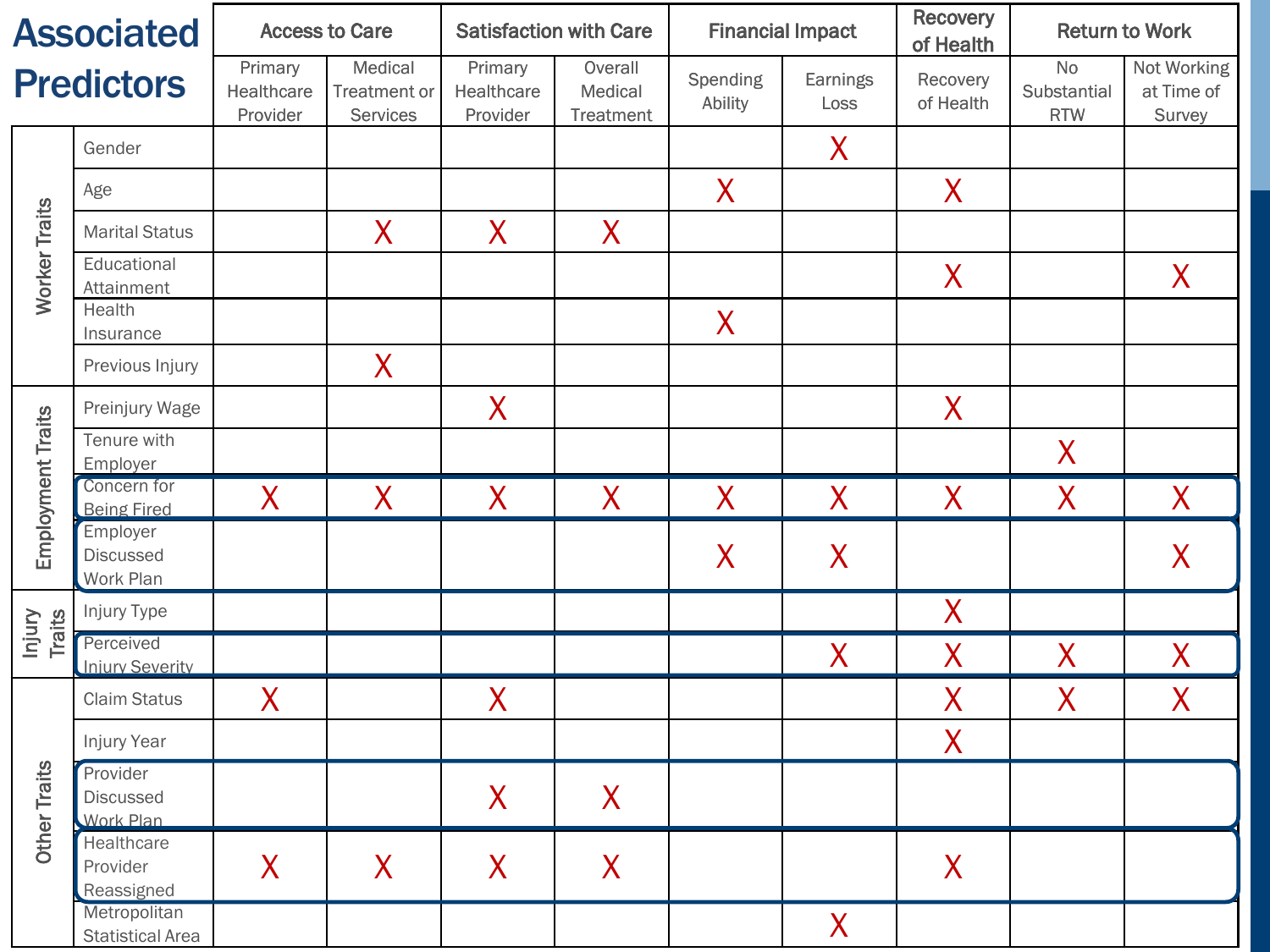# Associated Predictors

| | | Access to Care | | Satisfaction with Care | | Financial Impact | | Recovery of Health | Return to Work | |
|---|---|---|---|---|---|---|---|---|---|---|
| | | Primary Healthcare Provider | Medical Treatment or Services | Primary Healthcare Provider | Overall Medical Treatment | Spending Ability | Earnings Loss | Recovery of Health | No Substantial RTW | Not Working at Time of Survey |
| Worker Traits | Gender | | | | | | X | | | |
| | Age | | | | | X | | X | | |
| | Marital Status | | X | X | X | | | | | |
| | Educational Attainment | | | | | | | X | | X |
| | Health Insurance | | | | | X | | | | |
| | Previous Injury | | X | | | | | | | |
| Employment Traits | Preinjury Wage | | | X | | | | X | | |
| | Tenure with Employer | | | | | | | | X | |
| | Concern for Being Fired | X | X | X | X | X | X | X | X | X |
| | Employer Discussed Work Plan | | | | | X | X | | | X |
| Injury Traits | Injury Type | | | | | | | X | | |
| | Perceived Injury Severity | | | | | | X | X | X | X |
| Other Traits | Claim Status | X | | X | | | | X | X | X |
| | Injury Year | | | | | | | X | | |
| | Provider Discussed Work Plan | | | X | X | | | | | |
| | Healthcare Provider Reassigned | X | X | X | X | | | X | | |
| | Metropolitan Statistical Area | | | | | | X | | | |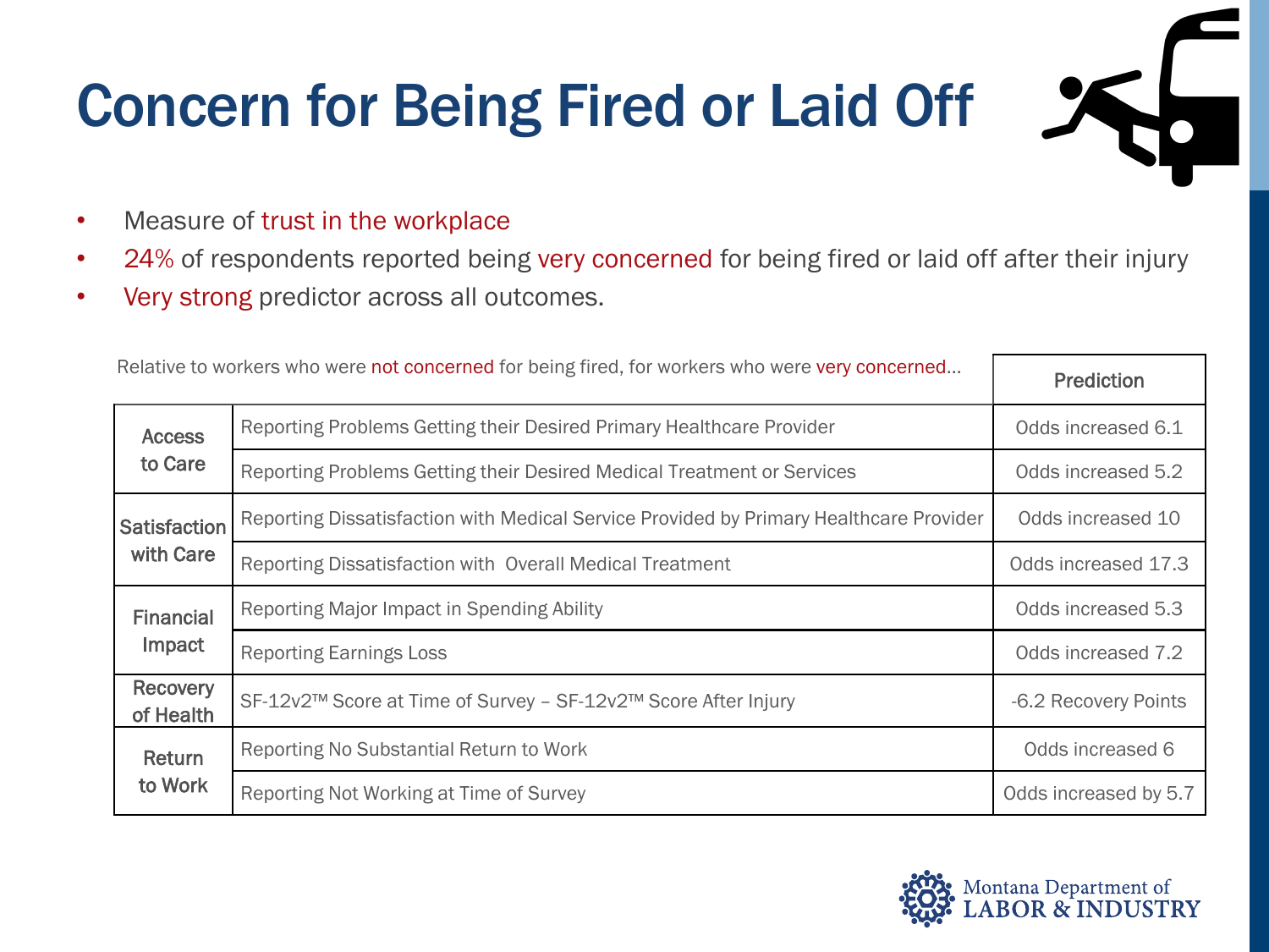# Concern for Being Fired or Laid Off

- Measure of trust in the workplace
- 24% of respondents reported being very concerned for being fired or laid off after their injury
- Very strong predictor across all outcomes.

Relative to workers who were not concerned for being fired, for workers who were very concerned…

| | | Prediction |
|---|---|---|
| Access to Care | Reporting Problems Getting their Desired Primary Healthcare Provider | Odds increased 6.1 |
| | Reporting Problems Getting their Desired Medical Treatment or Services | Odds increased 5.2 |
| Satisfaction with Care | Reporting Dissatisfaction with Medical Service Provided by Primary Healthcare Provider | Odds increased 10 |
| | Reporting Dissatisfaction with Overall Medical Treatment | Odds increased 17.3 |
| Financial Impact | Reporting Major Impact in Spending Ability | Odds increased 5.3 |
| | Reporting Earnings Loss | Odds increased 7.2 |
| Recovery of Health | SF-12v2™ Score at Time of Survey – SF-12v2™ Score After Injury | -6.2 Recovery Points |
| Return to Work | Reporting No Substantial Return to Work | Odds increased 6 |
| | Reporting Not Working at Time of Survey | Odds increased by 5.7 |

Montana Department of LABOR & INDUSTRY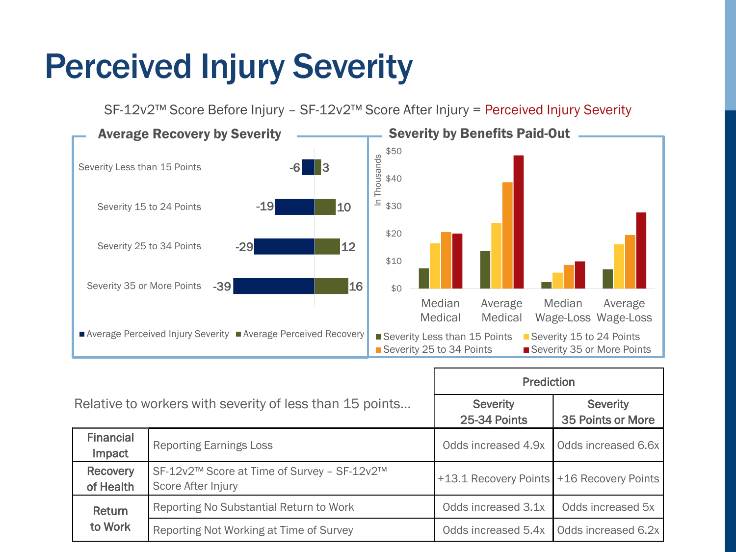# Perceived Injury Severity

SF-12v2™ Score Before Injury – SF-12v2™ Score After Injury = Perceived Injury Severity

### Average Recovery by Severity

| | Average Perceived Injury Severity | Average Perceived Recovery |
|---|---|---|
| Severity Less than 15 Points | -6 | 3 |
| Severity 15 to 24 Points | -19 | 10 |
| Severity 25 to 34 Points | -29 | 12 |
| Severity 35 or More Points | -39 | 16 |

### Severity by Benefits Paid-Out

In Thousands: $0, $10, $20, $30, $40, $50

Median Medical | Average Medical | Median Wage-Loss | Average Wage-Loss

Severity Less than 15 Points | Severity 15 to 24 Points | Severity 25 to 34 Points | Severity 35 or More Points

Relative to workers with severity of less than 15 points…

| | | Prediction | |
|---|---|---|---|
| | | Severity 25-34 Points | Severity 35 Points or More |
| Financial Impact | Reporting Earnings Loss | Odds increased 4.9x | Odds increased 6.6x |
| Recovery of Health | SF-12v2™ Score at Time of Survey – SF-12v2™ Score After Injury | +13.1 Recovery Points | +16 Recovery Points |
| Return to Work | Reporting No Substantial Return to Work | Odds increased 3.1x | Odds increased 5x |
| | Reporting Not Working at Time of Survey | Odds increased 5.4x | Odds increased 6.2x |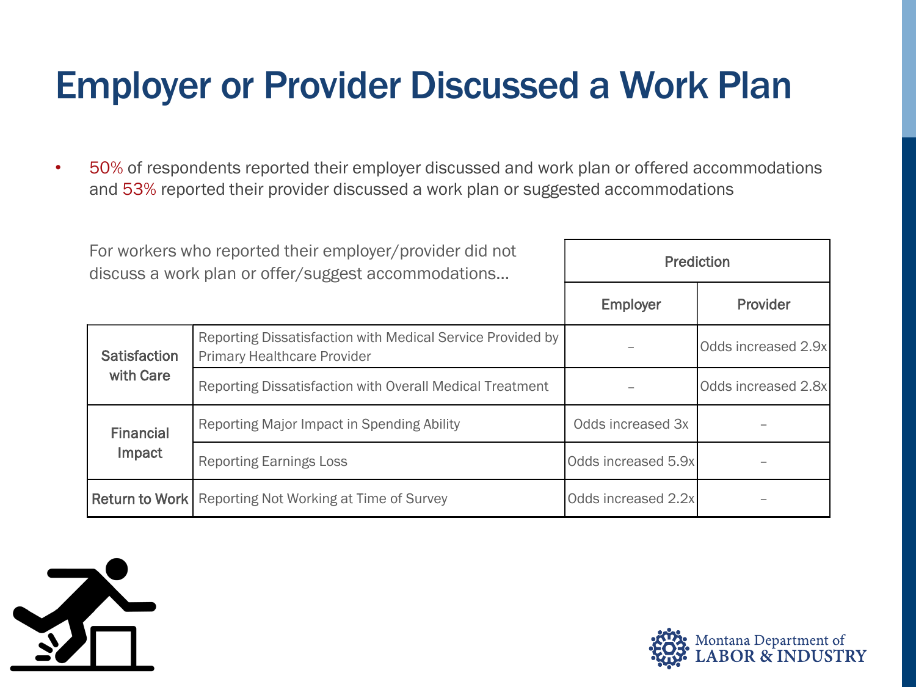# Employer or Provider Discussed a Work Plan

- 50% of respondents reported their employer discussed and work plan or offered accommodations and 53% reported their provider discussed a work plan or suggested accommodations

For workers who reported their employer/provider did not discuss a work plan or offer/suggest accommodations…

| | | Prediction | |
|---|---|---|---|
| | | Employer | Provider |
| Satisfaction with Care | Reporting Dissatisfaction with Medical Service Provided by Primary Healthcare Provider | – | Odds increased 2.9x |
| | Reporting Dissatisfaction with Overall Medical Treatment | – | Odds increased 2.8x |
| Financial Impact | Reporting Major Impact in Spending Ability | Odds increased 3x | – |
| | Reporting Earnings Loss | Odds increased 5.9x | – |
| Return to Work | Reporting Not Working at Time of Survey | Odds increased 2.2x | – |

Montana Department of LABOR & INDUSTRY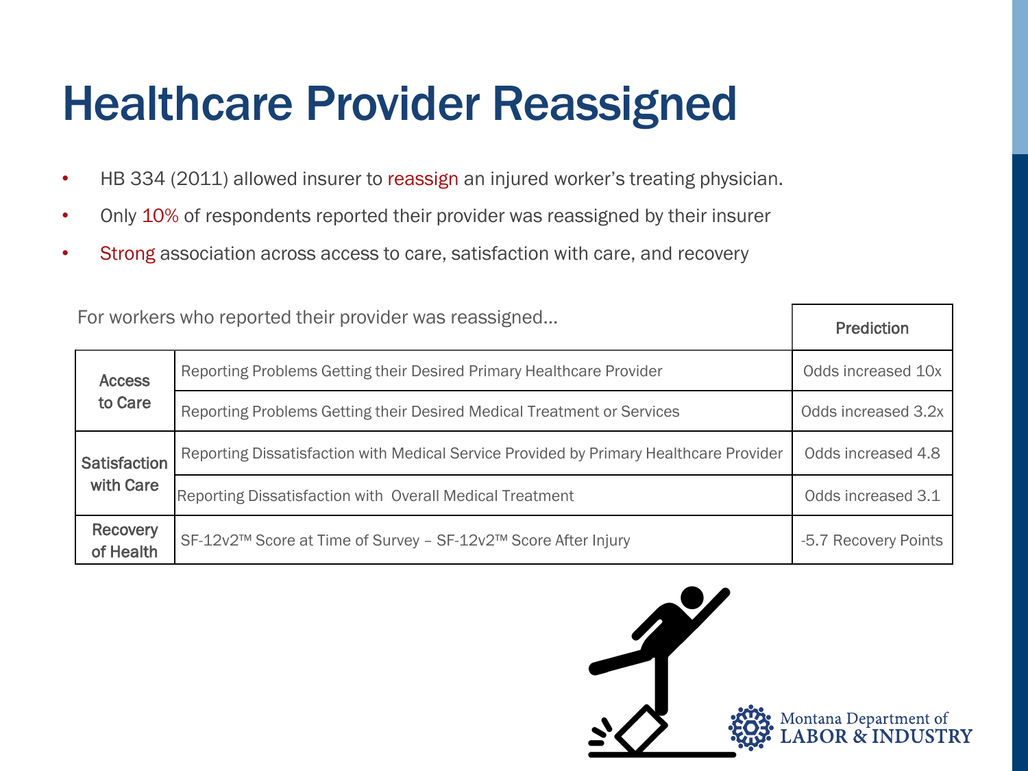# Healthcare Provider Reassigned

- HB 334 (2011) allowed insurer to reassign an injured worker's treating physician.
- Only 10% of respondents reported their provider was reassigned by their insurer
- Strong association across access to care, satisfaction with care, and recovery

| For workers who reported their provider was reassigned… | | Prediction |
|---|---|---|
| Access to Care | Reporting Problems Getting their Desired Primary Healthcare Provider | Odds increased 10x |
| | Reporting Problems Getting their Desired Medical Treatment or Services | Odds increased 3.2x |
| Satisfaction with Care | Reporting Dissatisfaction with Medical Service Provided by Primary Healthcare Provider | Odds increased 4.8 |
| | Reporting Dissatisfaction with Overall Medical Treatment | Odds increased 3.1 |
| Recovery of Health | SF-12v2™ Score at Time of Survey – SF-12v2™ Score After Injury | -5.7 Recovery Points |

Montana Department of LABOR & INDUSTRY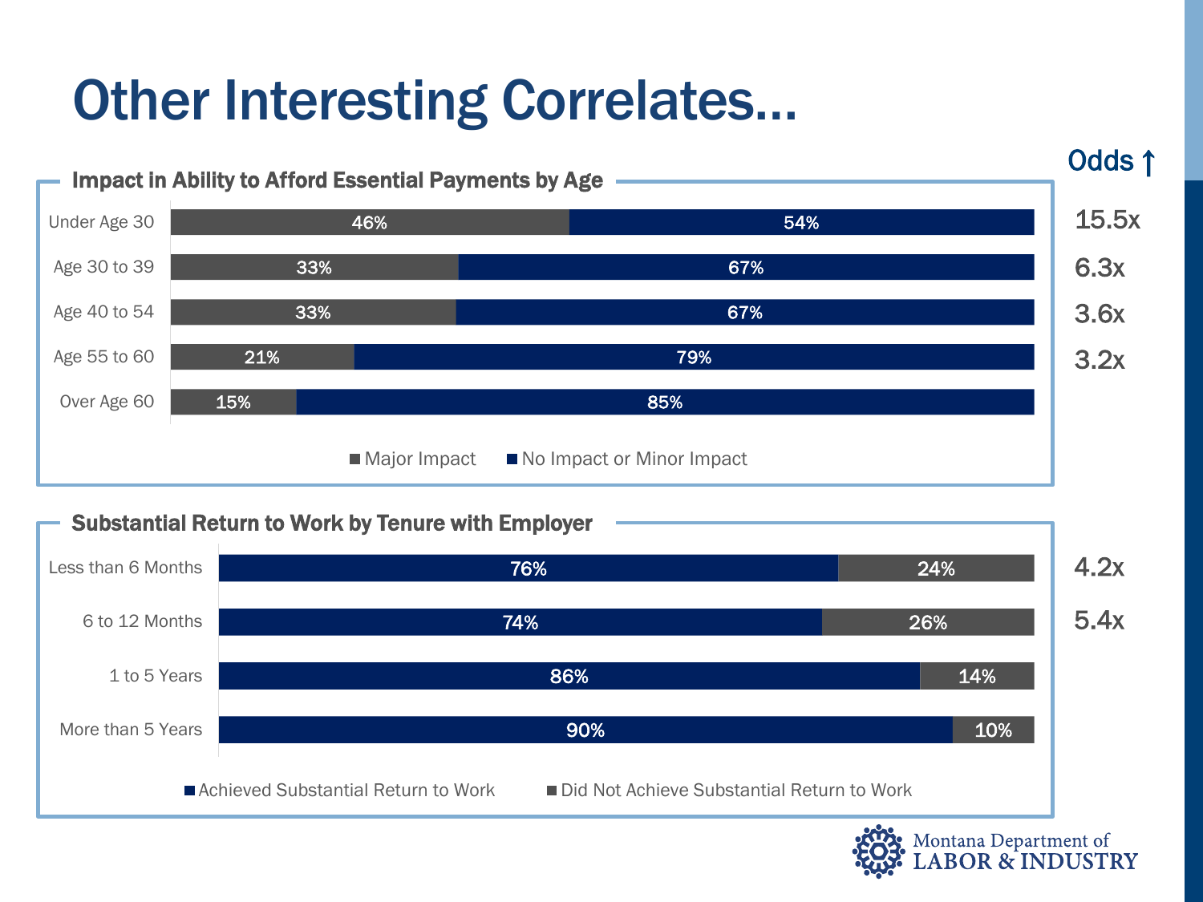# Other Interesting Correlates…

## Impact in Ability to Afford Essential Payments by Age

| | Major Impact | No Impact or Minor Impact | Odds ↑ |
|---|---|---|---|
| Under Age 30 | 46% | 54% | 15.5x |
| Age 30 to 39 | 33% | 67% | 6.3x |
| Age 40 to 54 | 33% | 67% | 3.6x |
| Age 55 to 60 | 21% | 79% | 3.2x |
| Over Age 60 | 15% | 85% | |

## Substantial Return to Work by Tenure with Employer

| | Achieved Substantial Return to Work | Did Not Achieve Substantial Return to Work | Odds ↑ |
|---|---|---|---|
| Less than 6 Months | 76% | 24% | 4.2x |
| 6 to 12 Months | 74% | 26% | 5.4x |
| 1 to 5 Years | 86% | 14% | |
| More than 5 Years | 90% | 10% | |

Montana Department of LABOR & INDUSTRY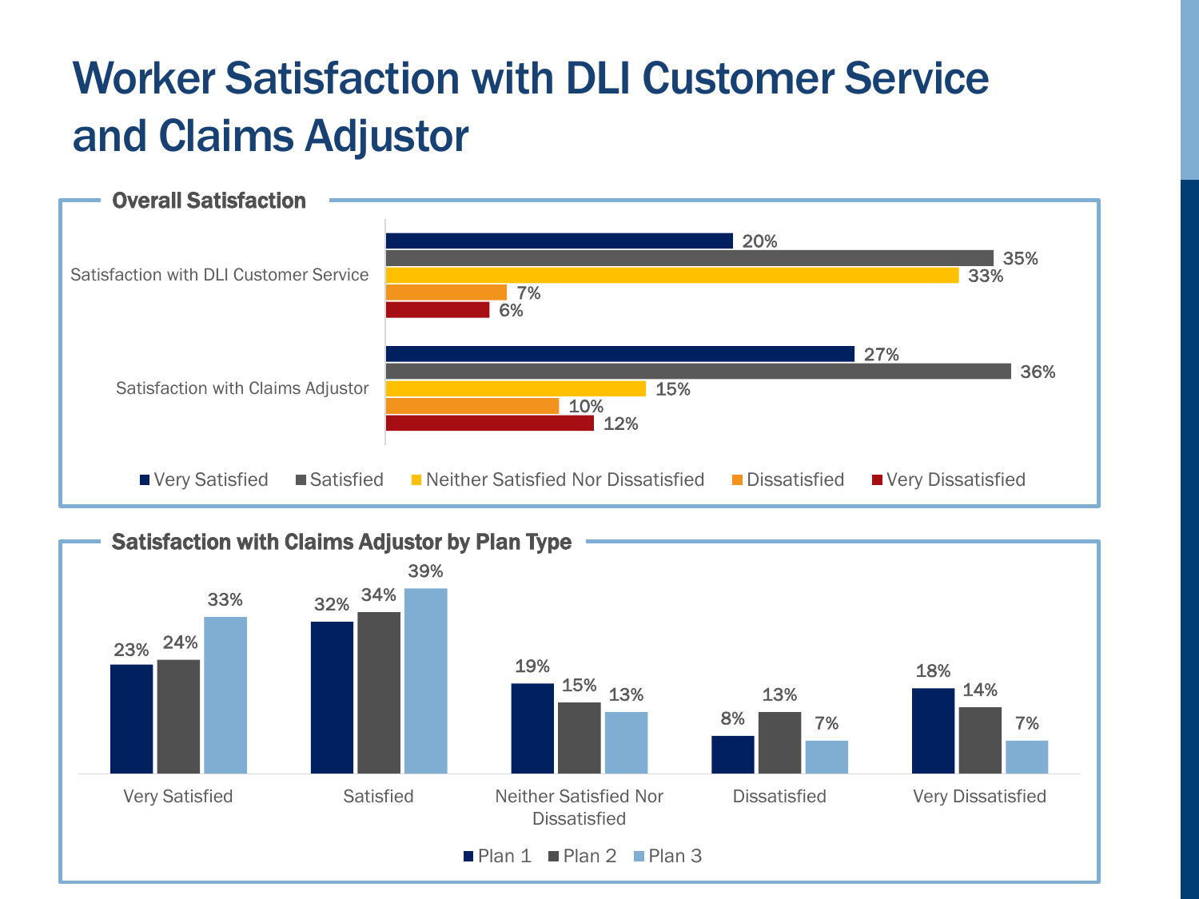# Worker Satisfaction with DLI Customer Service and Claims Adjustor

## Overall Satisfaction

| | Very Satisfied | Satisfied | Neither Satisfied Nor Dissatisfied | Dissatisfied | Very Dissatisfied |
|---|---|---|---|---|---|
| Satisfaction with DLI Customer Service | 20% | 35% | 33% | 7% | 6% |
| Satisfaction with Claims Adjustor | 27% | 36% | 15% | 10% | 12% |

## Satisfaction with Claims Adjustor by Plan Type

| | Plan 1 | Plan 2 | Plan 3 |
|---|---|---|---|
| Very Satisfied | 23% | 24% | 33% |
| Satisfied | 32% | 34% | 39% |
| Neither Satisfied Nor Dissatisfied | 19% | 15% | 13% |
| Dissatisfied | 8% | 13% | 7% |
| Very Dissatisfied | 18% | 14% | 7% |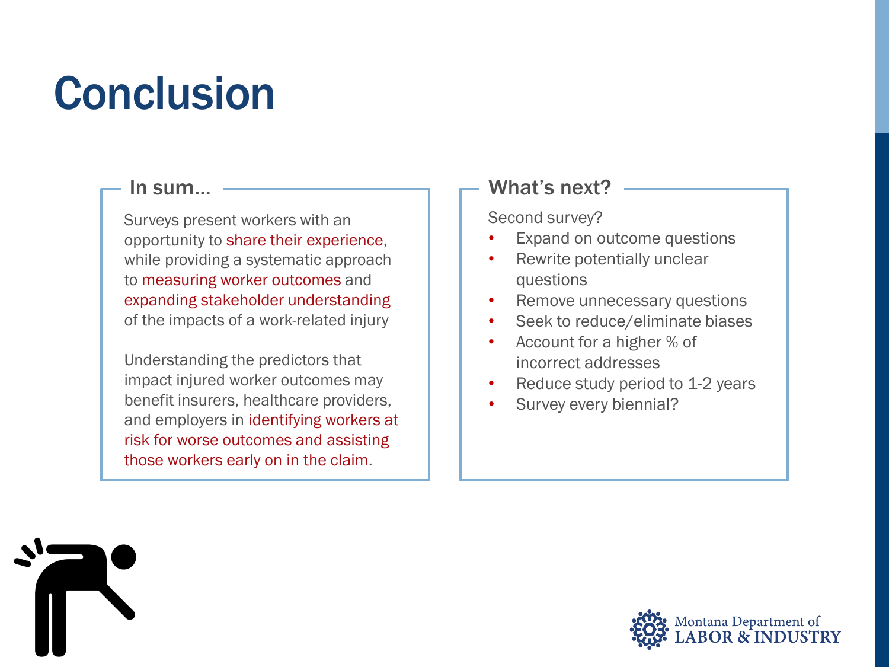# Conclusion

## In sum…

Surveys present workers with an opportunity to share their experience, while providing a systematic approach to measuring worker outcomes and expanding stakeholder understanding of the impacts of a work-related injury

Understanding the predictors that impact injured worker outcomes may benefit insurers, healthcare providers, and employers in identifying workers at risk for worse outcomes and assisting those workers early on in the claim.

## What's next?

Second survey?

- Expand on outcome questions
- Rewrite potentially unclear questions
- Remove unnecessary questions
- Seek to reduce/eliminate biases
- Account for a higher % of incorrect addresses
- Reduce study period to 1-2 years
- Survey every biennial?

Montana Department of LABOR & INDUSTRY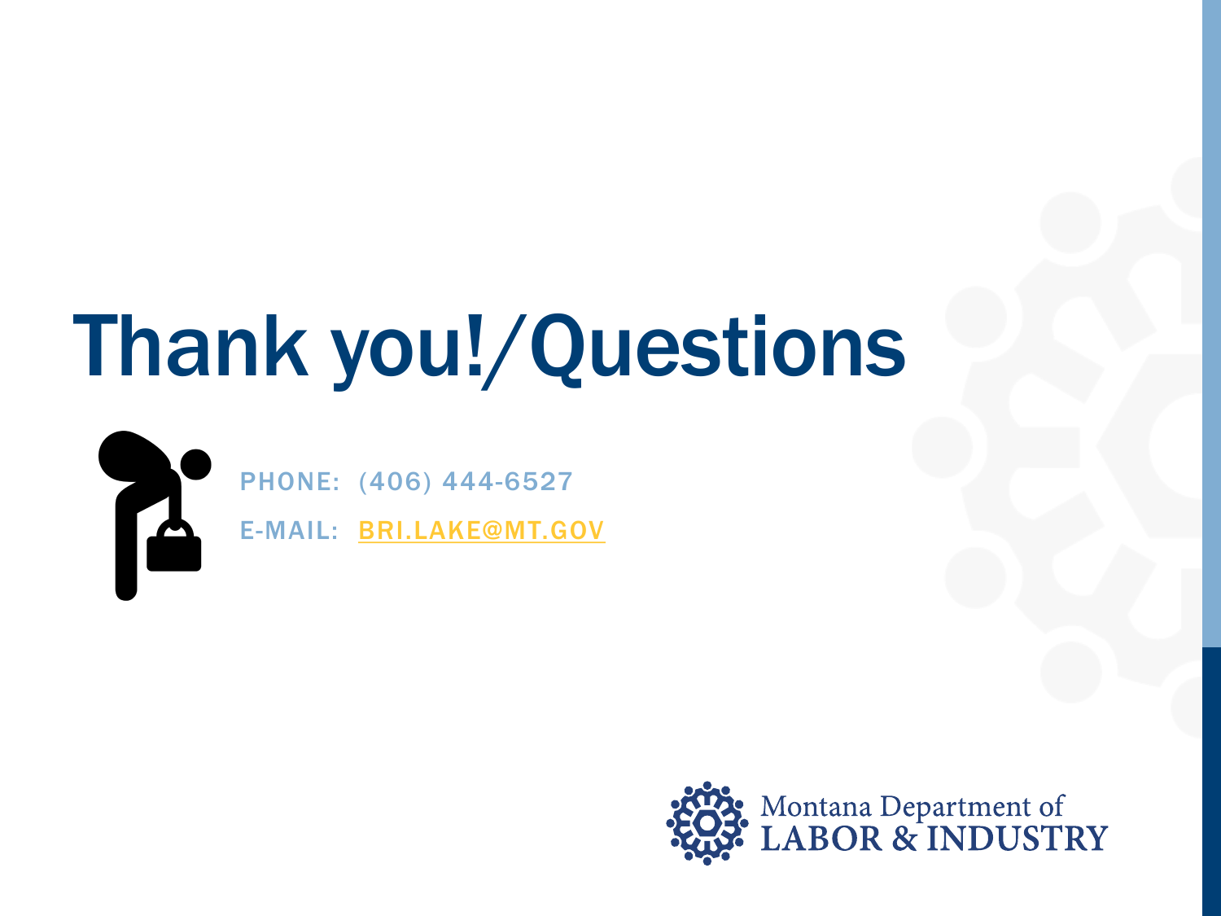# Thank you!/Questions

PHONE: (406) 444-6527

E-MAIL: BRI.LAKE@MT.GOV

Montana Department of LABOR & INDUSTRY